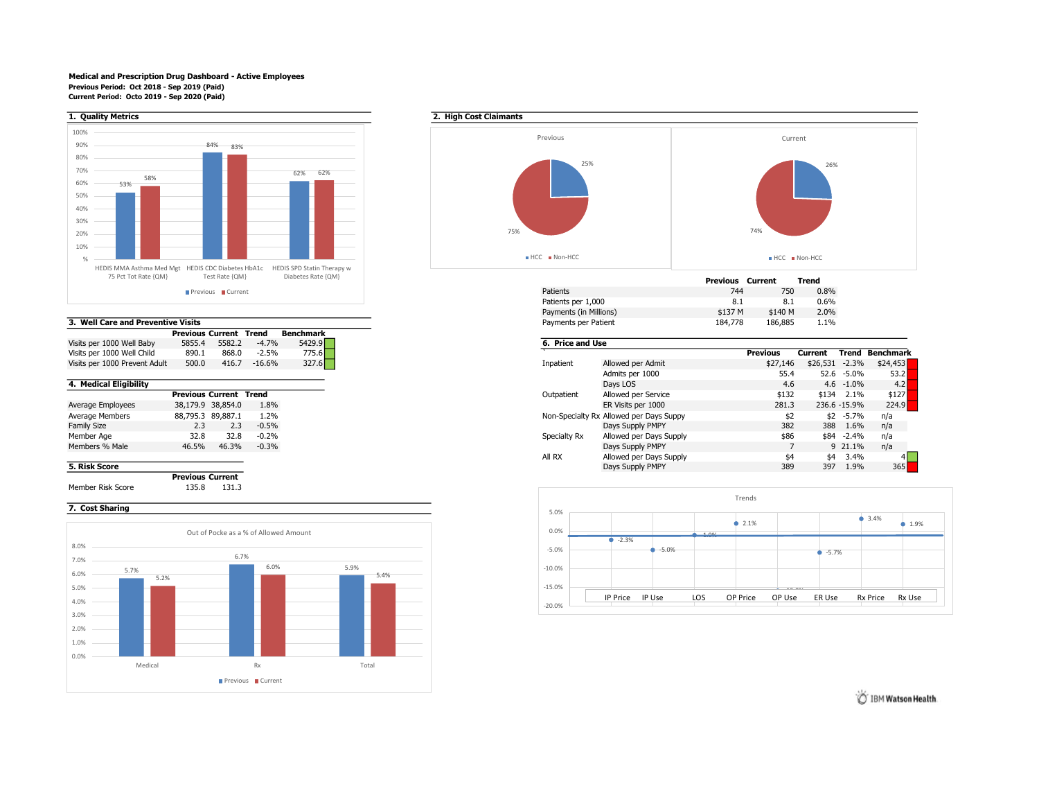**Medical and Prescription Drug Dashboard - Active Employees**
**Previous Period: Oct 2018 - Sep 2019 (Paid)**
**Current Period: Octo 2019 - Sep 2020 (Paid)**

## 1. Quality Metrics

| Metric | Previous | Current |
|---|---|---|
| HEDIS MMA Asthma Med Mgt 75 Pct Tot Rate (QM) | 53% | 58% |
| HEDIS CDC Diabetes HbA1c Test Rate (QM) | 84% | 83% |
| HEDIS SPD Statin Therapy w Diabetes Rate (QM) | 62% | 62% |

## 2. High Cost Claimants

Previous: HCC 25%, Non-HCC 75%

Current: HCC 26%, Non-HCC 74%

| | Previous | Current | Trend |
|---|---|---|---|
| Patients | 744 | 750 | 0.8% |
| Patients per 1,000 | 8.1 | 8.1 | 0.6% |
| Payments (in Millions) | $137 M | $140 M | 2.0% |
| Payments per Patient | 184,778 | 186,885 | 1.1% |

## 3. Well Care and Preventive Visits

| | Previous | Current | Trend | Benchmark |
|---|---|---|---|---|
| Visits per 1000 Well Baby | 5855.4 | 5582.2 | -4.7% | 5429.9 |
| Visits per 1000 Well Child | 890.1 | 868.0 | -2.5% | 775.6 |
| Visits per 1000 Prevent Adult | 500.0 | 416.7 | -16.6% | 327.6 |

## 4. Medical Eligibility

| | Previous | Current | Trend |
|---|---|---|---|
| Average Employees | 38,179.9 | 38,854.0 | 1.8% |
| Average Members | 88,795.3 | 89,887.1 | 1.2% |
| Family Size | 2.3 | 2.3 | -0.5% |
| Member Age | 32.8 | 32.8 | -0.2% |
| Members % Male | 46.5% | 46.3% | -0.3% |

## 5. Risk Score

| | Previous | Current |
|---|---|---|
| Member Risk Score | 135.8 | 131.3 |

## 6. Price and Use

| | | Previous | Current | Trend | Benchmark |
|---|---|---|---|---|---|
| Inpatient | Allowed per Admit | $27,146 | $26,531 | -2.3% | $24,453 |
| | Admits per 1000 | 55.4 | 52.6 | -5.0% | 53.2 |
| | Days LOS | 4.6 | 4.6 | -1.0% | 4.2 |
| Outpatient | Allowed per Service | $132 | $134 | 2.1% | $127 |
| | ER Visits per 1000 | 281.3 | 236.6 | -15.9% | 224.9 |
| Non-Specialty Rx | Allowed per Days Suppy | $2 | $2 | -5.7% | n/a |
| | Days Supply PMPY | 382 | 388 | 1.6% | n/a |
| Specialty Rx | Allowed per Days Supply | $86 | $84 | -2.4% | n/a |
| | Days Supply PMPY | 7 | 9 | 21.1% | n/a |
| All RX | Allowed per Days Supply | $4 | $4 | 3.4% | 4 |
| | Days Supply PMPY | 389 | 397 | 1.9% | 365 |

### Trends

| IP Price | IP Use | LOS | OP Price | OP Use | ER Use | Rx Price | Rx Use |
|---|---|---|---|---|---|---|---|
| -2.3% | -5.0% | -1.0% | 2.1% | | -5.7% | 3.4% | 1.9% |

## 7. Cost Sharing

Out of Pocke as a % of Allowed Amount

| | Previous | Current |
|---|---|---|
| Medical | 5.7% | 5.2% |
| Rx | 6.7% | 6.0% |
| Total | 5.9% | 5.4% |

IBM Watson Health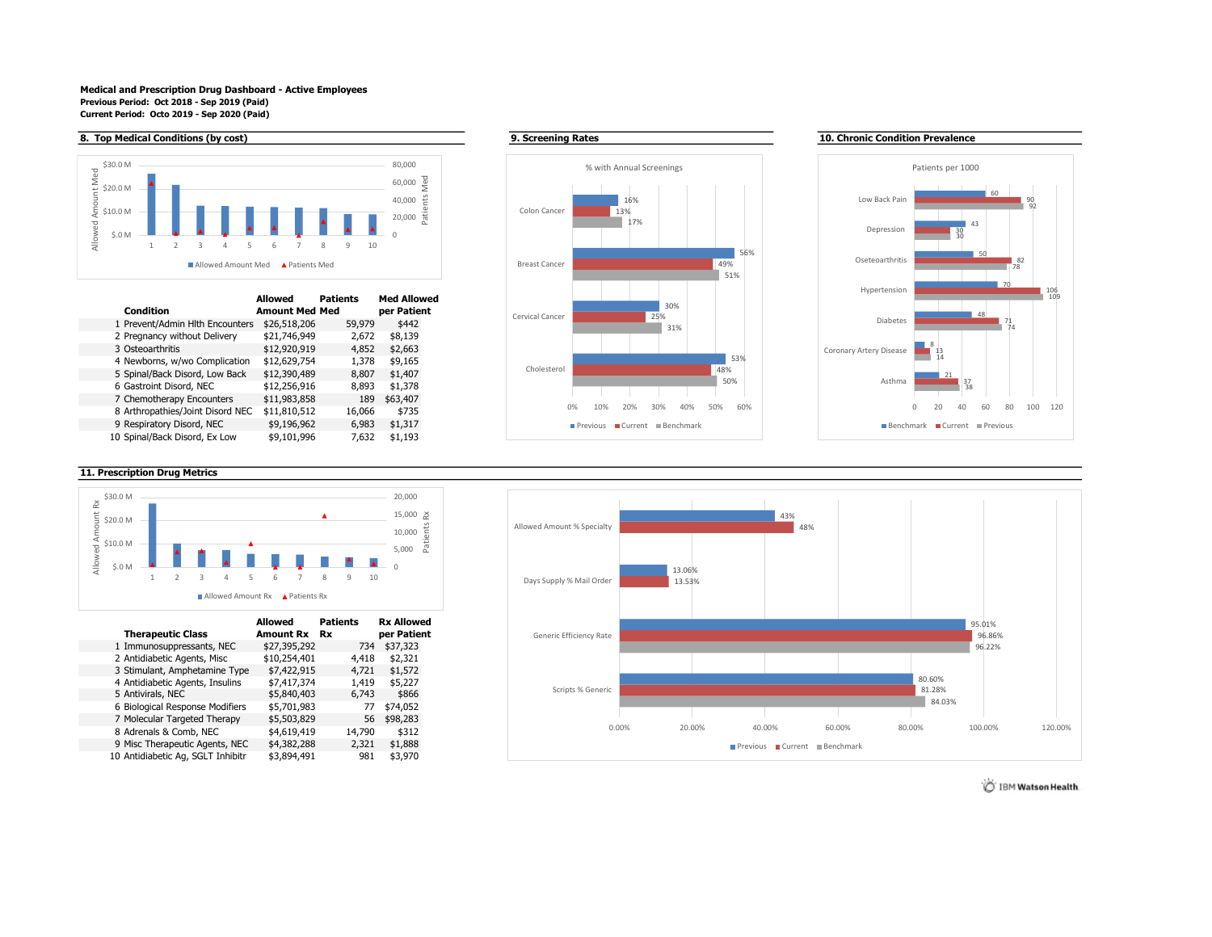**Medical and Prescription Drug Dashboard - Active Employees**
**Previous Period: Oct 2018 - Sep 2019 (Paid)**
**Current Period: Octo 2019 - Sep 2020 (Paid)**

## 8. Top Medical Conditions (by cost)

Allowed Amount Med
$30.0 M
$20.0 M
$10.0 M
$.0 M
Patients Med
80,000
60,000
40,000
20,000
0
1 2 3 4 5 6 7 8 9 10
Allowed Amount Med ▲ Patients Med

| | Condition | Allowed Amount Med | Patients Med | Med Allowed per Patient |
|---|---|---|---|---|
| 1 | Prevent/Admin Hlth Encounters | $26,518,206 | 59,979 | $442 |
| 2 | Pregnancy without Delivery | $21,746,949 | 2,672 | $8,139 |
| 3 | Osteoarthritis | $12,920,919 | 4,852 | $2,663 |
| 4 | Newborns, w/wo Complication | $12,629,754 | 1,378 | $9,165 |
| 5 | Spinal/Back Disord, Low Back | $12,390,489 | 8,807 | $1,407 |
| 6 | Gastroint Disord, NEC | $12,256,916 | 8,893 | $1,378 |
| 7 | Chemotherapy Encounters | $11,983,858 | 189 | $63,407 |
| 8 | Arthropathies/Joint Disord NEC | $11,810,512 | 16,066 | $735 |
| 9 | Respiratory Disord, NEC | $9,196,962 | 6,983 | $1,317 |
| 10 | Spinal/Back Disord, Ex Low | $9,101,996 | 7,632 | $1,193 |

## 9. Screening Rates

% with Annual Screenings
Colon Cancer 16% 13% 17%
Breast Cancer 56% 49% 51%
Cervical Cancer 30% 25% 31%
Cholesterol 53% 48% 50%
0% 10% 20% 30% 40% 50% 60%
Previous Current Benchmark

## 10. Chronic Condition Prevalence

Patients per 1000
Low Back Pain 60 90 92
Depression 43 30 30
Oseteoarthritis 50 82 78
Hypertension 70 106 109
Diabetes 48 71 74
Coronary Artery Disease 8 13 14
Asthma 21 37 38
0 20 40 60 80 100 120
Benchmark Current Previous

## 11. Prescription Drug Metrics

Allowed Amount Rx
$30.0 M
$20.0 M
$10.0 M
$.0 M
Patients Rx
20,000
15,000
10,000
5,000
0
1 2 3 4 5 6 7 8 9 10
Allowed Amount Rx ▲ Patients Rx

| | Therapeutic Class | Allowed Amount Rx | Patients Rx | Rx Allowed per Patient |
|---|---|---|---|---|
| 1 | Immunosuppressants, NEC | $27,395,292 | 734 | $37,323 |
| 2 | Antidiabetic Agents, Misc | $10,254,401 | 4,418 | $2,321 |
| 3 | Stimulant, Amphetamine Type | $7,422,915 | 4,721 | $1,572 |
| 4 | Antidiabetic Agents, Insulins | $7,417,374 | 1,419 | $5,227 |
| 5 | Antivirals, NEC | $5,840,403 | 6,743 | $866 |
| 6 | Biological Response Modifiers | $5,701,983 | 77 | $74,052 |
| 7 | Molecular Targeted Therapy | $5,503,829 | 56 | $98,283 |
| 8 | Adrenals & Comb, NEC | $4,619,419 | 14,790 | $312 |
| 9 | Misc Therapeutic Agents, NEC | $4,382,288 | 2,321 | $1,888 |
| 10 | Antidiabetic Ag, SGLT Inhibitr | $3,894,491 | 981 | $3,970 |

Allowed Amount % Specialty 43% 48%
Days Supply % Mail Order 13.06% 13.53%
Generic Efficiency Rate 95.01% 96.86% 96.22%
Scripts % Generic 80.60% 81.28% 84.03%
0.00% 20.00% 40.00% 60.00% 80.00% 100.00% 120.00%
Previous Current Benchmark

IBM Watson Health